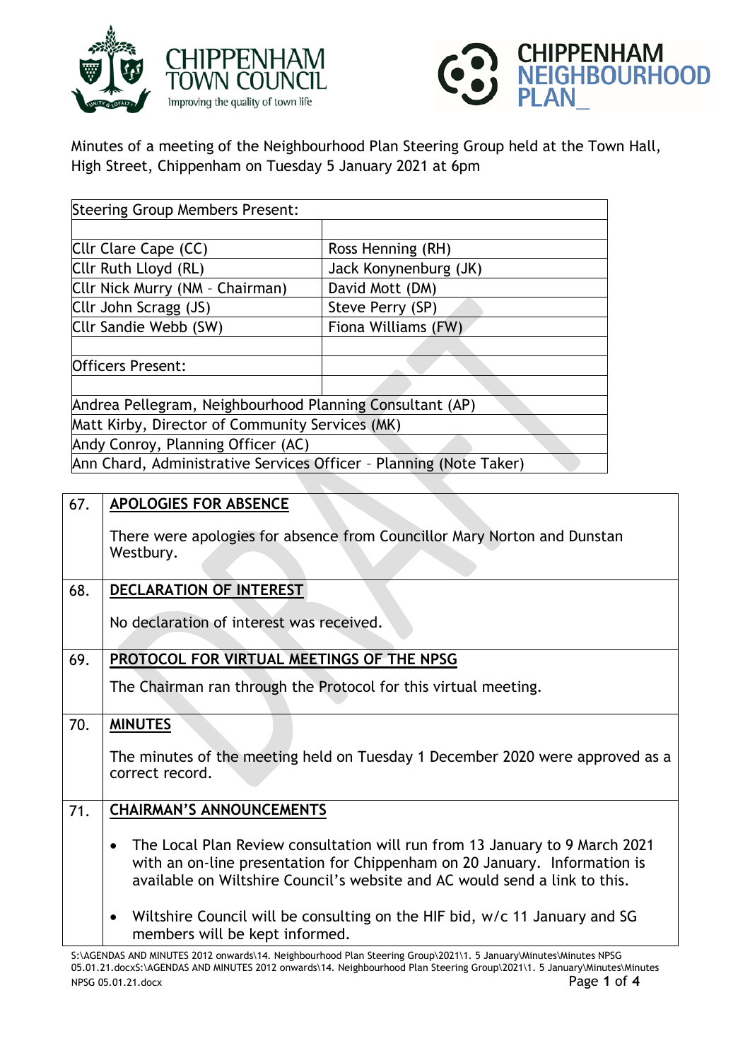Minutes of a meeting of the Neighbourhood Plan Steering Group held at the Town Hall, High Street, Chippenham on Tuesday 5 January 2021 at 6pm

| Steering Group Members Present: | |
|---|---|
| | |
| Cllr Clare Cape (CC) | Ross Henning (RH) |
| Cllr Ruth Lloyd (RL) | Jack Konynenburg (JK) |
| Cllr Nick Murry (NM – Chairman) | David Mott (DM) |
| Cllr John Scragg (JS) | Steve Perry (SP) |
| Cllr Sandie Webb (SW) | Fiona Williams (FW) |
| | |
| Officers Present: | |
| | |
| Andrea Pellegram, Neighbourhood Planning Consultant (AP) | |
| Matt Kirby, Director of Community Services (MK) | |
| Andy Conroy, Planning Officer (AC) | |
| Ann Chard, Administrative Services Officer – Planning (Note Taker) | |

| | |
|---|---|
| 67. | **APOLOGIES FOR ABSENCE**<br><br>There were apologies for absence from Councillor Mary Norton and Dunstan Westbury. |
| 68. | **DECLARATION OF INTEREST**<br><br>No declaration of interest was received. |
| 69. | **PROTOCOL FOR VIRTUAL MEETINGS OF THE NPSG**<br><br>The Chairman ran through the Protocol for this virtual meeting. |
| 70. | **MINUTES**<br><br>The minutes of the meeting held on Tuesday 1 December 2020 were approved as a correct record. |
| 71. | **CHAIRMAN'S ANNOUNCEMENTS**<br><br>• The Local Plan Review consultation will run from 13 January to 9 March 2021 with an on-line presentation for Chippenham on 20 January. Information is available on Wiltshire Council's website and AC would send a link to this.<br><br>• Wiltshire Council will be consulting on the HIF bid, w/c 11 January and SG members will be kept informed. |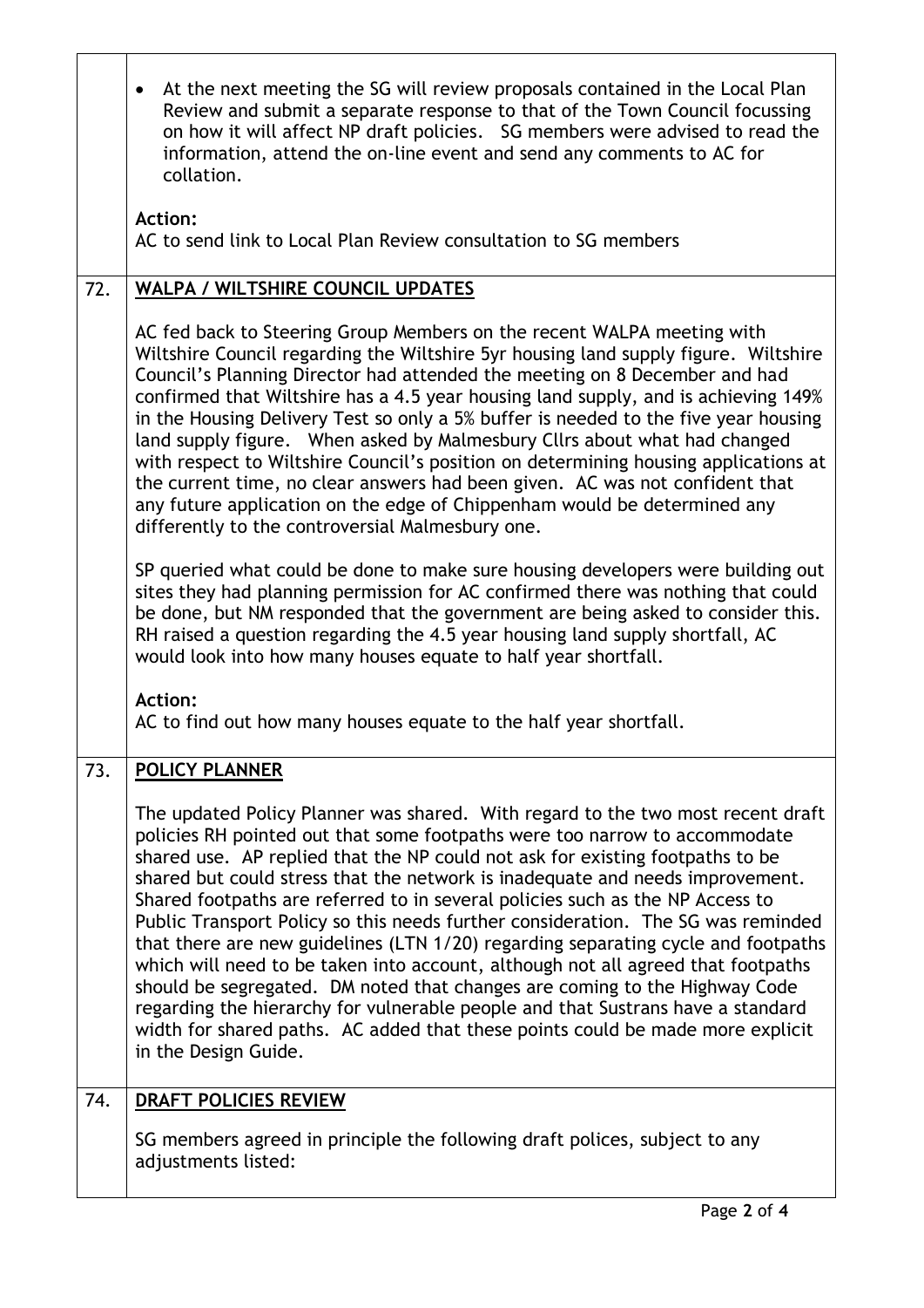- At the next meeting the SG will review proposals contained in the Local Plan Review and submit a separate response to that of the Town Council focussing on how it will affect NP draft policies. SG members were advised to read the information, attend the on-line event and send any comments to AC for collation.

**Action:**
AC to send link to Local Plan Review consultation to SG members

## 72. WALPA / WILTSHIRE COUNCIL UPDATES

AC fed back to Steering Group Members on the recent WALPA meeting with Wiltshire Council regarding the Wiltshire 5yr housing land supply figure. Wiltshire Council's Planning Director had attended the meeting on 8 December and had confirmed that Wiltshire has a 4.5 year housing land supply, and is achieving 149% in the Housing Delivery Test so only a 5% buffer is needed to the five year housing land supply figure. When asked by Malmesbury Cllrs about what had changed with respect to Wiltshire Council's position on determining housing applications at the current time, no clear answers had been given. AC was not confident that any future application on the edge of Chippenham would be determined any differently to the controversial Malmesbury one.

SP queried what could be done to make sure housing developers were building out sites they had planning permission for AC confirmed there was nothing that could be done, but NM responded that the government are being asked to consider this. RH raised a question regarding the 4.5 year housing land supply shortfall, AC would look into how many houses equate to half year shortfall.

**Action:**
AC to find out how many houses equate to the half year shortfall.

## 73. POLICY PLANNER

The updated Policy Planner was shared. With regard to the two most recent draft policies RH pointed out that some footpaths were too narrow to accommodate shared use. AP replied that the NP could not ask for existing footpaths to be shared but could stress that the network is inadequate and needs improvement. Shared footpaths are referred to in several policies such as the NP Access to Public Transport Policy so this needs further consideration. The SG was reminded that there are new guidelines (LTN 1/20) regarding separating cycle and footpaths which will need to be taken into account, although not all agreed that footpaths should be segregated. DM noted that changes are coming to the Highway Code regarding the hierarchy for vulnerable people and that Sustrans have a standard width for shared paths. AC added that these points could be made more explicit in the Design Guide.

## 74. DRAFT POLICIES REVIEW

SG members agreed in principle the following draft polices, subject to any adjustments listed: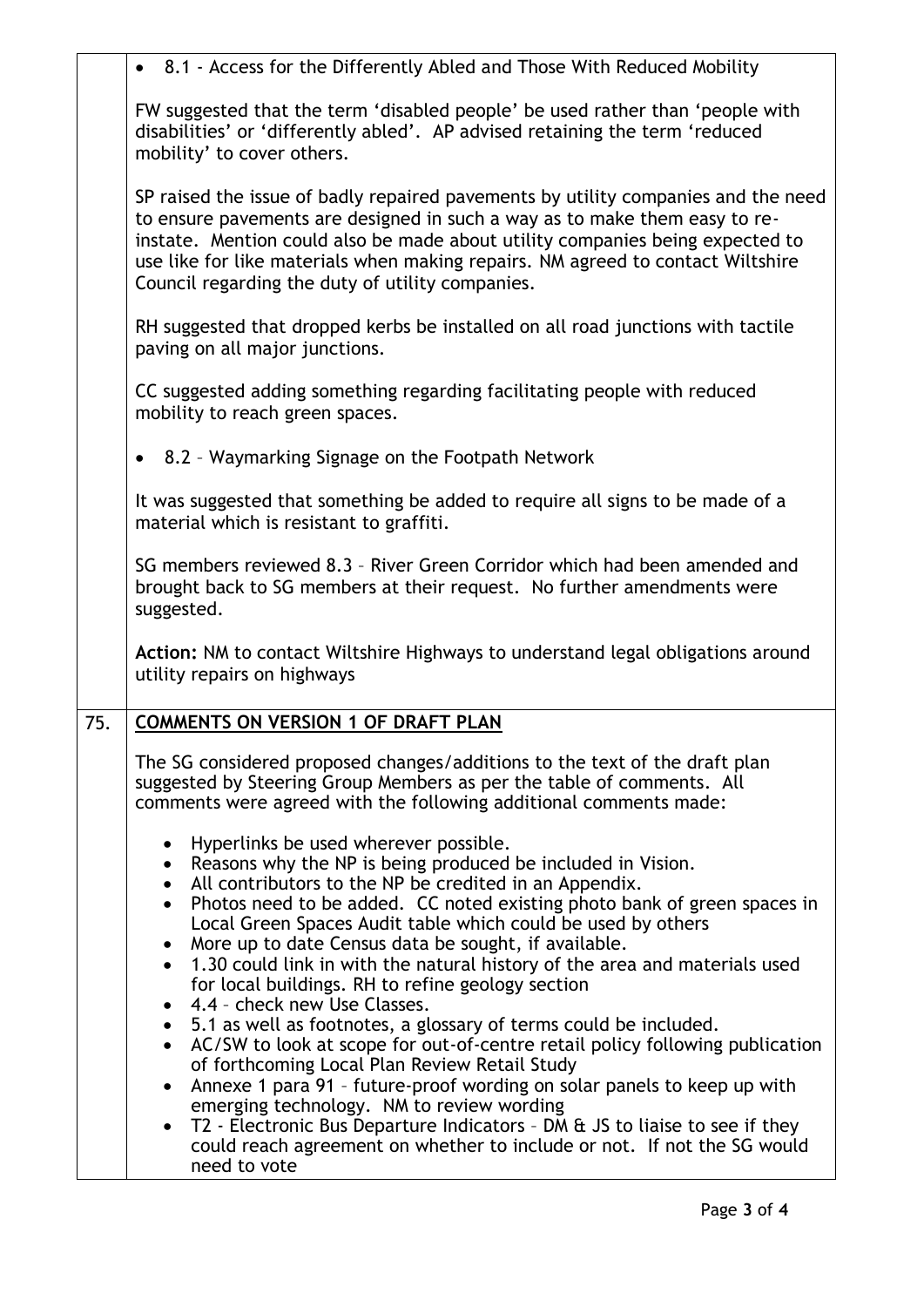| | |
|---|---|
| | • 8.1 - Access for the Differently Abled and Those With Reduced Mobility<br><br>FW suggested that the term 'disabled people' be used rather than 'people with disabilities' or 'differently abled'. AP advised retaining the term 'reduced mobility' to cover others.<br><br>SP raised the issue of badly repaired pavements by utility companies and the need to ensure pavements are designed in such a way as to make them easy to re-instate. Mention could also be made about utility companies being expected to use like for like materials when making repairs. NM agreed to contact Wiltshire Council regarding the duty of utility companies.<br><br>RH suggested that dropped kerbs be installed on all road junctions with tactile paving on all major junctions.<br><br>CC suggested adding something regarding facilitating people with reduced mobility to reach green spaces.<br><br>• 8.2 – Waymarking Signage on the Footpath Network<br><br>It was suggested that something be added to require all signs to be made of a material which is resistant to graffiti.<br><br>SG members reviewed 8.3 – River Green Corridor which had been amended and brought back to SG members at their request. No further amendments were suggested.<br><br>**Action:** NM to contact Wiltshire Highways to understand legal obligations around utility repairs on highways |
| 75. | **COMMENTS ON VERSION 1 OF DRAFT PLAN**<br><br>The SG considered proposed changes/additions to the text of the draft plan suggested by Steering Group Members as per the table of comments. All comments were agreed with the following additional comments made:<br><br>• Hyperlinks be used wherever possible.<br>• Reasons why the NP is being produced be included in Vision.<br>• All contributors to the NP be credited in an Appendix.<br>• Photos need to be added. CC noted existing photo bank of green spaces in Local Green Spaces Audit table which could be used by others<br>• More up to date Census data be sought, if available.<br>• 1.30 could link in with the natural history of the area and materials used for local buildings. RH to refine geology section<br>• 4.4 – check new Use Classes.<br>• 5.1 as well as footnotes, a glossary of terms could be included.<br>• AC/SW to look at scope for out-of-centre retail policy following publication of forthcoming Local Plan Review Retail Study<br>• Annexe 1 para 91 – future-proof wording on solar panels to keep up with emerging technology. NM to review wording<br>• T2 - Electronic Bus Departure Indicators – DM & JS to liaise to see if they could reach agreement on whether to include or not. If not the SG would need to vote |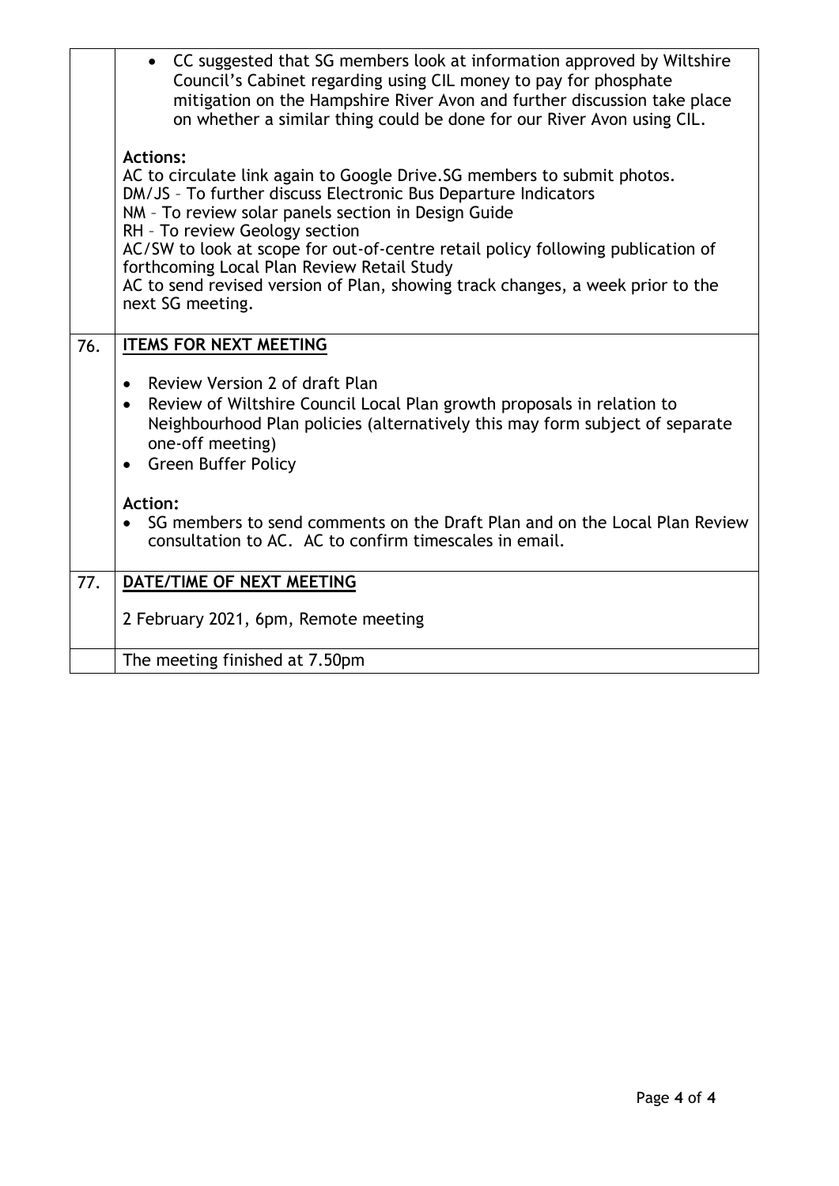| | |
|---|---|
| | • CC suggested that SG members look at information approved by Wiltshire Council's Cabinet regarding using CIL money to pay for phosphate mitigation on the Hampshire River Avon and further discussion take place on whether a similar thing could be done for our River Avon using CIL.<br><br>**Actions:**<br>AC to circulate link again to Google Drive.SG members to submit photos.<br>DM/JS – To further discuss Electronic Bus Departure Indicators<br>NM – To review solar panels section in Design Guide<br>RH – To review Geology section<br>AC/SW to look at scope for out-of-centre retail policy following publication of forthcoming Local Plan Review Retail Study<br>AC to send revised version of Plan, showing track changes, a week prior to the next SG meeting. |
| 76. | **ITEMS FOR NEXT MEETING**<br><br>• Review Version 2 of draft Plan<br>• Review of Wiltshire Council Local Plan growth proposals in relation to Neighbourhood Plan policies (alternatively this may form subject of separate one-off meeting)<br>• Green Buffer Policy<br><br>**Action:**<br>• SG members to send comments on the Draft Plan and on the Local Plan Review consultation to AC. AC to confirm timescales in email. |
| 77. | **DATE/TIME OF NEXT MEETING**<br><br>2 February 2021, 6pm, Remote meeting |
| | The meeting finished at 7.50pm |